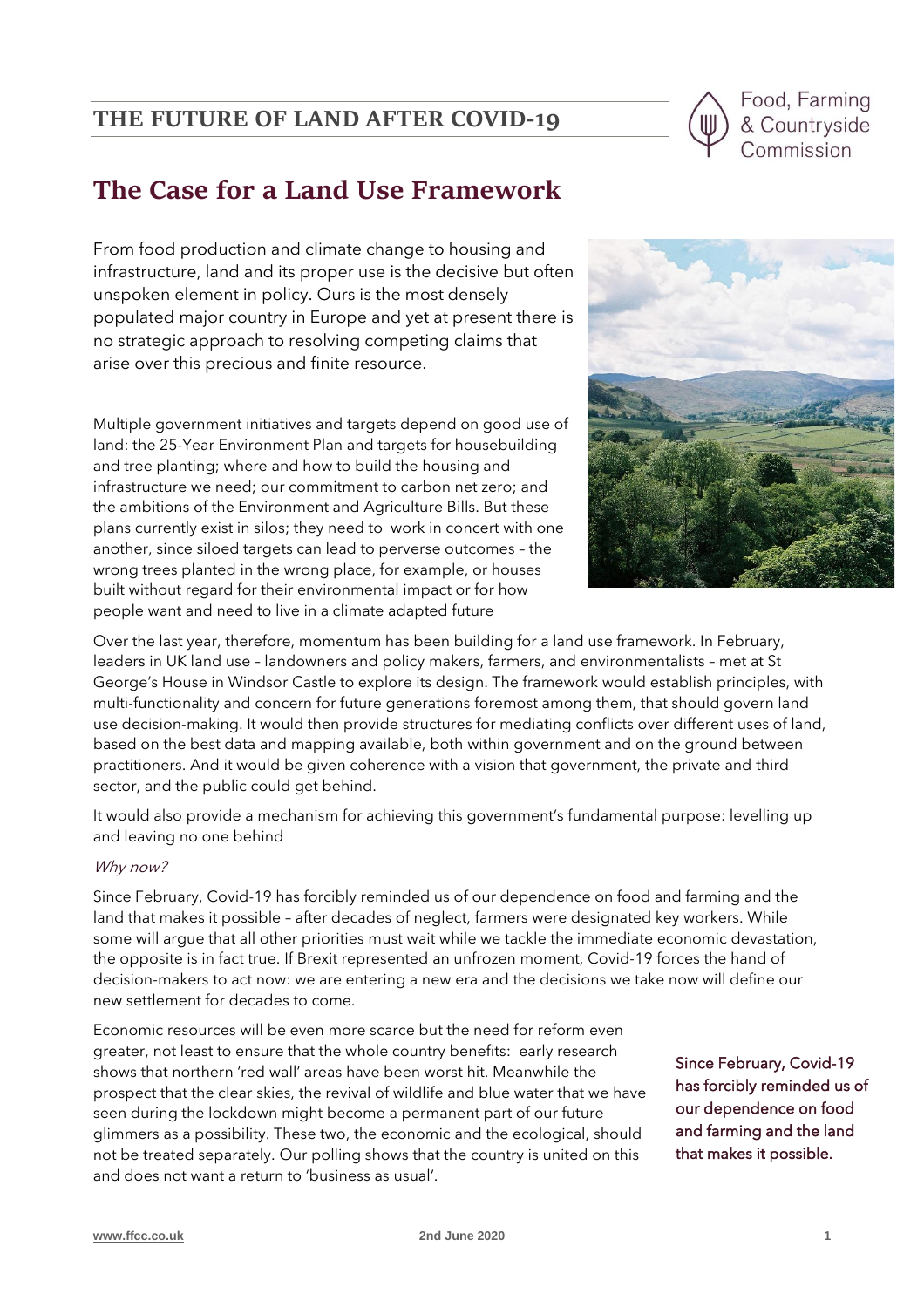## THE FUTURE OF LAND AFTER COVID-19

Food, Farming & Countryside Commission

# The Case for a Land Use Framework

From food production and climate change to housing and infrastructure, land and its proper use is the decisive but often unspoken element in policy. Ours is the most densely populated major country in Europe and yet at present there is no strategic approach to resolving competing claims that arise over this precious and finite resource.

Multiple government initiatives and targets depend on good use of land: the 25-Year Environment Plan and targets for housebuilding and tree planting; where and how to build the housing and infrastructure we need; our commitment to carbon net zero; and the ambitions of the Environment and Agriculture Bills. But these plans currently exist in silos; they need to work in concert with one another, since siloed targets can lead to perverse outcomes – the wrong trees planted in the wrong place, for example, or houses built without regard for their environmental impact or for how people want and need to live in a climate adapted future

Over the last year, therefore, momentum has been building for a land use framework. In February, leaders in UK land use – landowners and policy makers, farmers, and environmentalists – met at St George's House in Windsor Castle to explore its design. The framework would establish principles, with multi-functionality and concern for future generations foremost among them, that should govern land use decision-making. It would then provide structures for mediating conflicts over different uses of land, based on the best data and mapping available, both within government and on the ground between practitioners. And it would be given coherence with a vision that government, the private and third sector, and the public could get behind.

It would also provide a mechanism for achieving this government's fundamental purpose: levelling up and leaving no one behind

*Why now?*

Since February, Covid-19 has forcibly reminded us of our dependence on food and farming and the land that makes it possible – after decades of neglect, farmers were designated key workers. While some will argue that all other priorities must wait while we tackle the immediate economic devastation, the opposite is in fact true. If Brexit represented an unfrozen moment, Covid-19 forces the hand of decision-makers to act now: we are entering a new era and the decisions we take now will define our new settlement for decades to come.

Economic resources will be even more scarce but the need for reform even greater, not least to ensure that the whole country benefits: early research shows that northern 'red wall' areas have been worst hit. Meanwhile the prospect that the clear skies, the revival of wildlife and blue water that we have seen during the lockdown might become a permanent part of our future glimmers as a possibility. These two, the economic and the ecological, should not be treated separately. Our polling shows that the country is united on this and does not want a return to 'business as usual'.

> Since February, Covid-19 has forcibly reminded us of our dependence on food and farming and the land that makes it possible.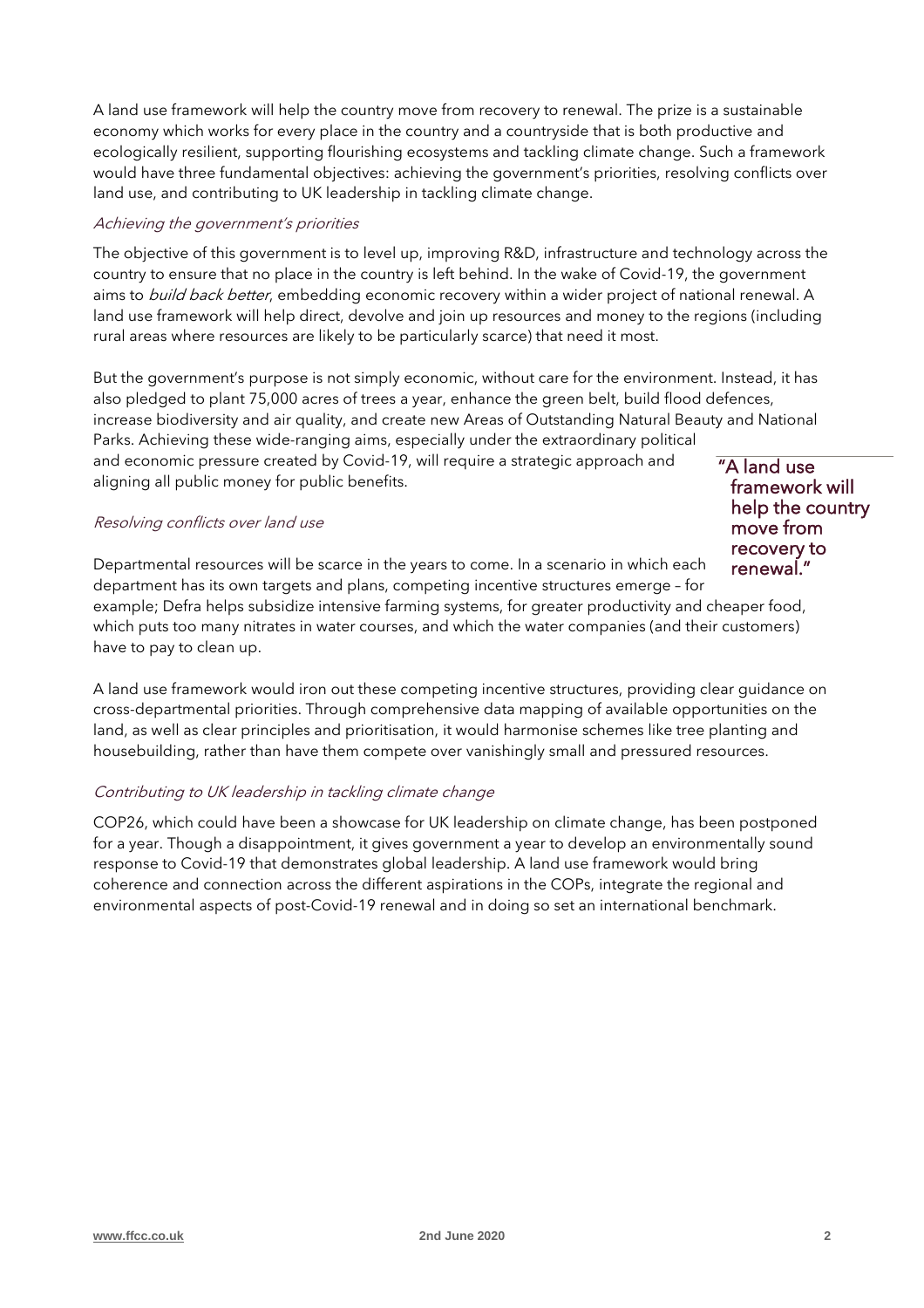A land use framework will help the country move from recovery to renewal. The prize is a sustainable economy which works for every place in the country and a countryside that is both productive and ecologically resilient, supporting flourishing ecosystems and tackling climate change. Such a framework would have three fundamental objectives: achieving the government's priorities, resolving conflicts over land use, and contributing to UK leadership in tackling climate change.

*Achieving the government's priorities*

The objective of this government is to level up, improving R&D, infrastructure and technology across the country to ensure that no place in the country is left behind. In the wake of Covid-19, the government aims to *build back better*, embedding economic recovery within a wider project of national renewal. A land use framework will help direct, devolve and join up resources and money to the regions (including rural areas where resources are likely to be particularly scarce) that need it most.

But the government's purpose is not simply economic, without care for the environment. Instead, it has also pledged to plant 75,000 acres of trees a year, enhance the green belt, build flood defences, increase biodiversity and air quality, and create new Areas of Outstanding Natural Beauty and National Parks. Achieving these wide-ranging aims, especially under the extraordinary political and economic pressure created by Covid-19, will require a strategic approach and aligning all public money for public benefits.

> "A land use framework will help the country move from recovery to renewal."

*Resolving conflicts over land use*

Departmental resources will be scarce in the years to come. In a scenario in which each department has its own targets and plans, competing incentive structures emerge – for example; Defra helps subsidize intensive farming systems, for greater productivity and cheaper food, which puts too many nitrates in water courses, and which the water companies (and their customers) have to pay to clean up.

A land use framework would iron out these competing incentive structures, providing clear guidance on cross-departmental priorities. Through comprehensive data mapping of available opportunities on the land, as well as clear principles and prioritisation, it would harmonise schemes like tree planting and housebuilding, rather than have them compete over vanishingly small and pressured resources.

*Contributing to UK leadership in tackling climate change*

COP26, which could have been a showcase for UK leadership on climate change, has been postponed for a year. Though a disappointment, it gives government a year to develop an environmentally sound response to Covid-19 that demonstrates global leadership. A land use framework would bring coherence and connection across the different aspirations in the COPs, integrate the regional and environmental aspects of post-Covid-19 renewal and in doing so set an international benchmark.